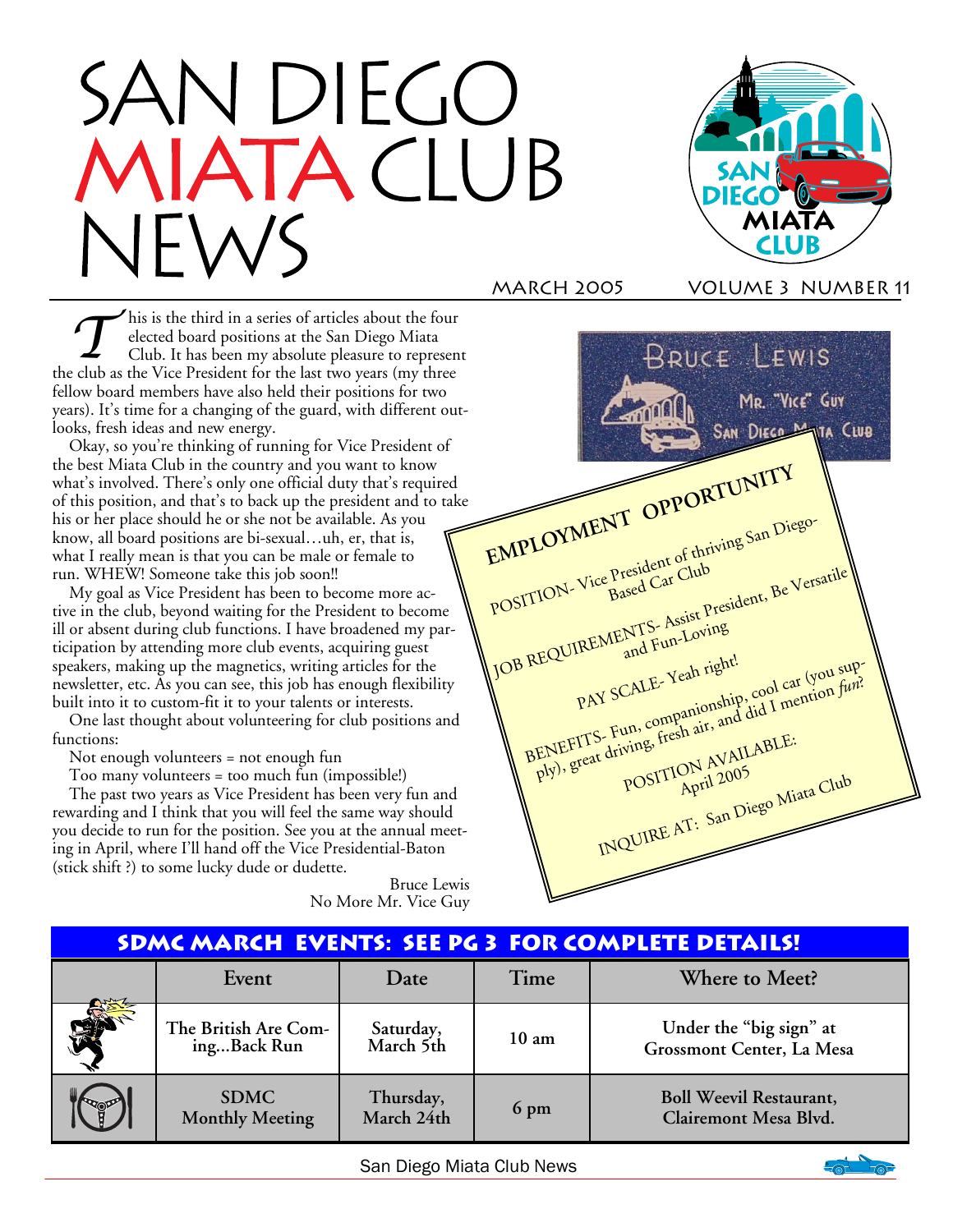# San Diego Miata Club News

March 2005 — Volume 3 Number 11

This is the third in a series of articles about the four elected board positions at the San Diego Miata Club. It has been my absolute pleasure to represent the club as the Vice President for the last two years (my three fellow board members have also held their positions for two years). It's time for a changing of the guard, with different outlooks, fresh ideas and new energy.

Okay, so you're thinking of running for Vice President of the best Miata Club in the country and you want to know what's involved. There's only one official duty that's required of this position, and that's to back up the president and to take his or her place should he or she not be available. As you know, all board positions are bi-sexual…uh, er, that is, what I really mean is that you can be male or female to run. WHEW! Someone take this job soon!!

My goal as Vice President has been to become more active in the club, beyond waiting for the President to become ill or absent during club functions. I have broadened my participation by attending more club events, acquiring guest speakers, making up the magnetics, writing articles for the newsletter, etc. As you can see, this job has enough flexibility built into it to custom-fit it to your talents or interests.

One last thought about volunteering for club positions and functions:

Not enough volunteers = not enough fun

Too many volunteers = too much fun (impossible!)

The past two years as Vice President has been very fun and rewarding and I think that you will feel the same way should you decide to run for the position. See you at the annual meeting in April, where I'll hand off the Vice Presidential-Baton (stick shift ?) to some lucky dude or dudette.

Bruce Lewis
No More Mr. Vice Guy

Bruce Lewis
Mr. "Vice" Guy
San Diego Miata Club

**EMPLOYMENT OPPORTUNITY**

POSITION- Vice President of thriving San Diego-Based Car Club

JOB REQUIREMENTS- Assist President, Be Versatile and Fun-Loving

PAY SCALE- Yeah right!

BENEFITS- Fun, companionship, cool car (you supply), great driving, fresh air, and did I mention *fun*?

POSITION AVAILABLE: April 2005

INQUIRE AT: San Diego Miata Club

## SDMC March Events: See pg 3 for complete details!

| | Event | Date | Time | Where to Meet? |
|---|---|---|---|---|
| | The British Are Coming...Back Run | Saturday, March 5th | 10 am | Under the "big sign" at Grossmont Center, La Mesa |
| | SDMC Monthly Meeting | Thursday, March 24th | 6 pm | Boll Weevil Restaurant, Clairemont Mesa Blvd. |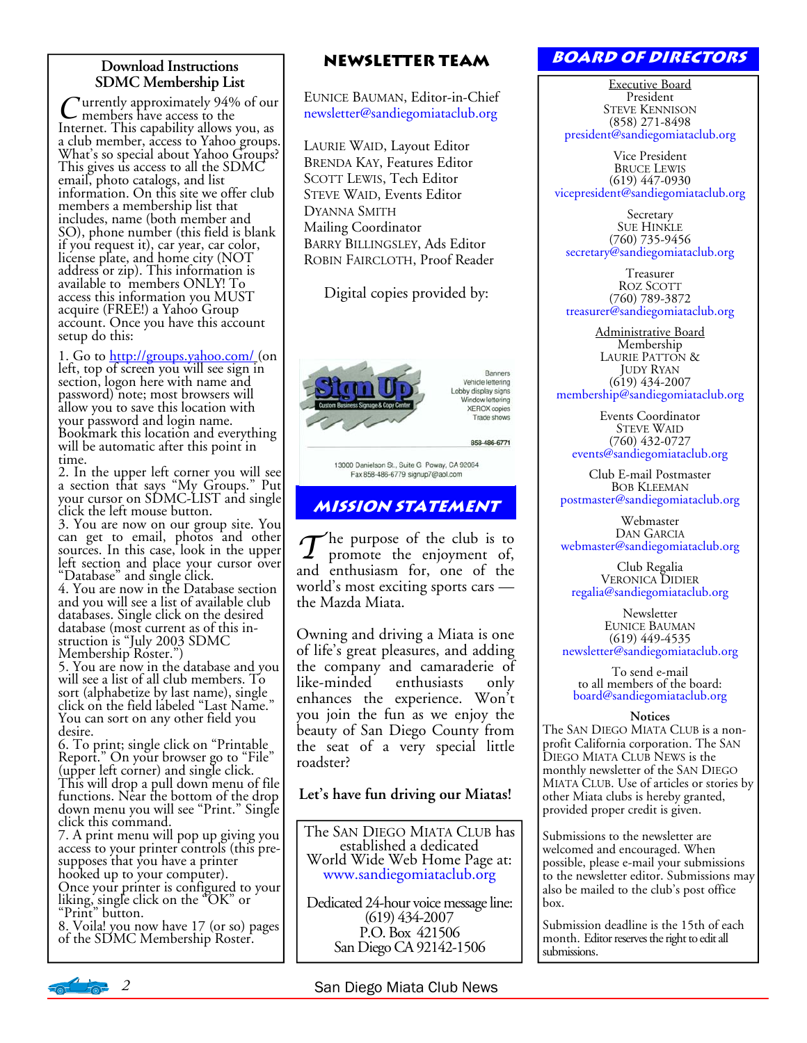## Download Instructions SDMC Membership List

Currently approximately 94% of our members have access to the Internet. This capability allows you, as a club member, access to Yahoo groups. What's so special about Yahoo Groups? This gives us access to all the SDMC email, photo catalogs, and list information. On this site we offer club members a membership list that includes, name (both member and SO), phone number (this field is blank if you request it), car year, car color, license plate, and home city (NOT address or zip). This information is available to members ONLY! To access this information you MUST acquire (FREE!) a Yahoo Group account. Once you have this account setup do this:

1. Go to http://groups.yahoo.com/ (on left, top of screen you will see sign in section, logon here with name and password) note; most browsers will allow you to save this location with your password and login name. Bookmark this location and everything will be automatic after this point in time.
2. In the upper left corner you will see a section that says "My Groups." Put your cursor on SDMC-LIST and single click the left mouse button.
3. You are now on our group site. You can get to email, photos and other sources. In this case, look in the upper left section and place your cursor over "Database" and single click.
4. You are now in the Database section and you will see a list of available club databases. Single click on the desired database (most current as of this instruction is "July 2003 SDMC Membership Roster.")
5. You are now in the database and you will see a list of all club members. To sort (alphabetize by last name), single click on the field labeled "Last Name." You can sort on any other field you desire.
6. To print; single click on "Printable Report." On your browser go to "File" (upper left corner) and single click. This will drop a pull down menu of file functions. Near the bottom of the drop down menu you will see "Print." Single click this command.
7. A print menu will pop up giving you access to your printer controls (this presupposes that you have a printer hooked up to your computer). Once your printer is configured to your liking, single click on the "OK" or "Print" button.
8. Voila! you now have 17 (or so) pages of the SDMC Membership Roster.

## NEWSLETTER TEAM

Eunice Bauman, Editor-in-Chief
newsletter@sandiegomiataclub.org

Laurie Waid, Layout Editor
Brenda Kay, Features Editor
Scott Lewis, Tech Editor
Steve Waid, Events Editor
Dyanna Smith
Mailing Coordinator
Barry Billingsley, Ads Editor
Robin Faircloth, Proof Reader

Digital copies provided by:

Sign Up — Custom Business Signage & Copy Center
Banners, Vehicle lettering, Lobby display signs, Window lettering, XEROX copies, Trade shows
858-486-6771
13000 Danielson St., Suite G Poway, CA 92064
Fax 858-486-6779 signup7@aol.com

## MISSION STATEMENT

The purpose of the club is to promote the enjoyment of, and enthusiasm for, one of the world's most exciting sports cars — the Mazda Miata.

Owning and driving a Miata is one of life's great pleasures, and adding the company and camaraderie of like-minded enthusiasts only enhances the experience. Won't you join the fun as we enjoy the beauty of San Diego County from the seat of a very special little roadster?

**Let's have fun driving our Miatas!**

The San Diego Miata Club has established a dedicated World Wide Web Home Page at:
www.sandiegomiataclub.org

Dedicated 24-hour voice message line:
(619) 434-2007
P.O. Box 421506
San Diego CA 92142-1506

## BOARD OF DIRECTORS

**Executive Board**

President
Steve Kennison
(858) 271-8498
president@sandiegomiataclub.org

Vice President
Bruce Lewis
(619) 447-0930
vicepresident@sandiegomiataclub.org

Secretary
Sue Hinkle
(760) 735-9456
secretary@sandiegomiataclub.org

Treasurer
Roz Scott
(760) 789-3872
treasurer@sandiegomiataclub.org

**Administrative Board**

Membership
Laurie Patton & Judy Ryan
(619) 434-2007
membership@sandiegomiataclub.org

Events Coordinator
Steve Waid
(760) 432-0727
events@sandiegomiataclub.org

Club E-mail Postmaster
Bob Kleeman
postmaster@sandiegomiataclub.org

Webmaster
Dan Garcia
webmaster@sandiegomiataclub.org

Club Regalia
Veronica Didier
regalia@sandiegomiataclub.org

Newsletter
Eunice Bauman
(619) 449-4535
newsletter@sandiegomiataclub.org

To send e-mail to all members of the board:
board@sandiegomiataclub.org

**Notices**

The San Diego Miata Club is a non-profit California corporation. The San Diego Miata Club News is the monthly newsletter of the San Diego Miata Club. Use of articles or stories by other Miata clubs is hereby granted, provided proper credit is given.

Submissions to the newsletter are welcomed and encouraged. When possible, please e-mail your submissions to the newsletter editor. Submissions may also be mailed to the club's post office box.

Submission deadline is the 15th of each month. Editor reserves the right to edit all submissions.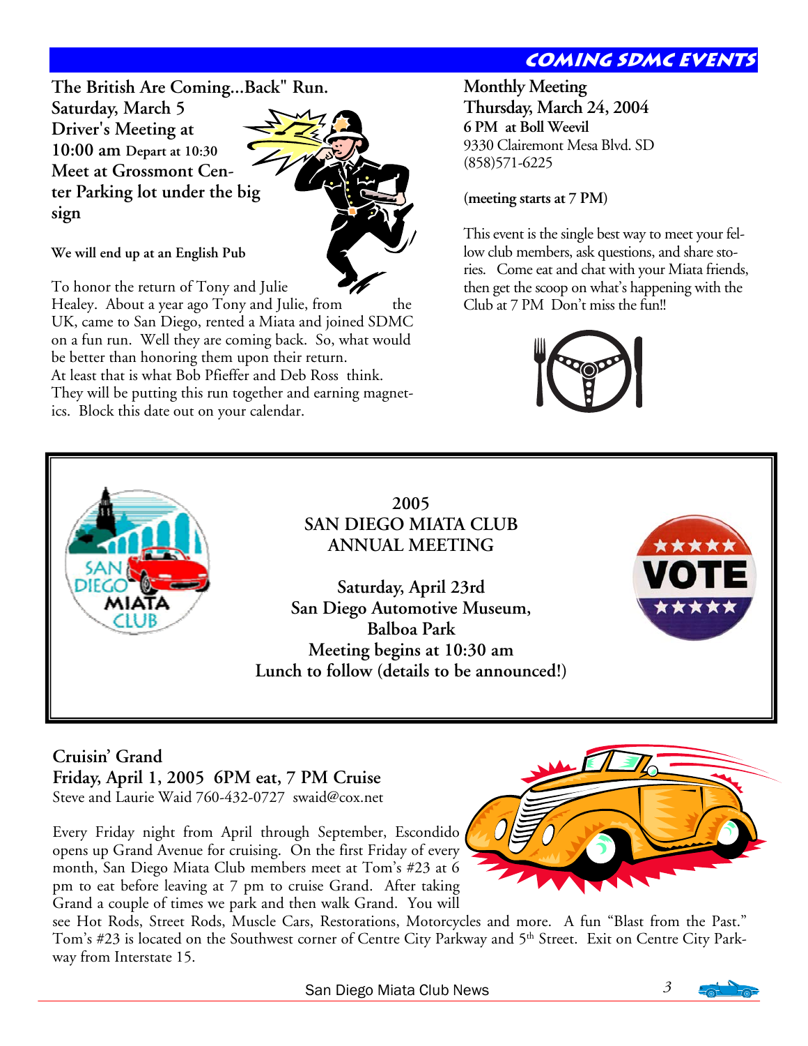## COMING SDMC EVENTS

**The British Are Coming...Back" Run.**
**Saturday, March 5**
**Driver's Meeting at 10:00 am** Depart at 10:30
**Meet at Grossmont Center Parking lot under the big sign**

**We will end up at an English Pub**

To honor the return of Tony and Julie Healey. About a year ago Tony and Julie, from the UK, came to San Diego, rented a Miata and joined SDMC on a fun run. Well they are coming back. So, what would be better than honoring them upon their return. At least that is what Bob Pfieffer and Deb Ross think. They will be putting this run together and earning magnetics. Block this date out on your calendar.

**Monthly Meeting**
**Thursday, March 24, 2004**
**6 PM at Boll Weevil**
9330 Clairemont Mesa Blvd. SD
(858)571-6225

**(meeting starts at 7 PM)**

This event is the single best way to meet your fellow club members, ask questions, and share stories. Come eat and chat with your Miata friends, then get the scoop on what's happening with the Club at 7 PM Don't miss the fun!!

**2005**
**SAN DIEGO MIATA CLUB**
**ANNUAL MEETING**

**Saturday, April 23rd**
**San Diego Automotive Museum,**
**Balboa Park**
**Meeting begins at 10:30 am**
**Lunch to follow (details to be announced!)**

**Cruisin' Grand**
**Friday, April 1, 2005 6PM eat, 7 PM Cruise**
Steve and Laurie Waid 760-432-0727 swaid@cox.net

Every Friday night from April through September, Escondido opens up Grand Avenue for cruising. On the first Friday of every month, San Diego Miata Club members meet at Tom's #23 at 6 pm to eat before leaving at 7 pm to cruise Grand. After taking Grand a couple of times we park and then walk Grand. You will see Hot Rods, Street Rods, Muscle Cars, Restorations, Motorcycles and more. A fun "Blast from the Past." Tom's #23 is located on the Southwest corner of Centre City Parkway and 5th Street. Exit on Centre City Parkway from Interstate 15.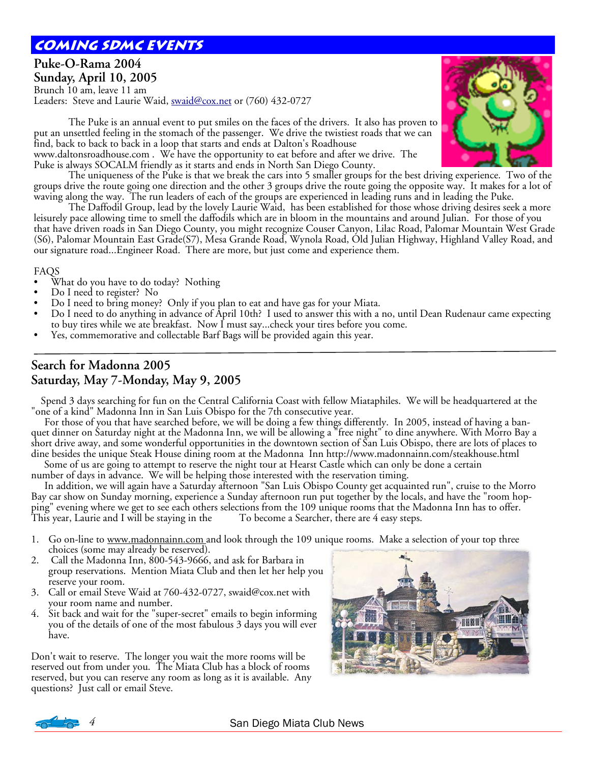# Coming SDMC Events

## Puke-O-Rama 2004
## Sunday, April 10, 2005

Brunch 10 am, leave 11 am
Leaders: Steve and Laurie Waid, swaid@cox.net or (760) 432-0727

The Puke is an annual event to put smiles on the faces of the drivers. It also has proven to put an unsettled feeling in the stomach of the passenger. We drive the twistiest roads that we can find, back to back to back in a loop that starts and ends at Dalton's Roadhouse www.daltonsroadhouse.com . We have the opportunity to eat before and after we drive. The Puke is always SOCALM friendly as it starts and ends in North San Diego County.

The uniqueness of the Puke is that we break the cars into 5 smaller groups for the best driving experience. Two of the groups drive the route going one direction and the other 3 groups drive the route going the opposite way. It makes for a lot of waving along the way. The run leaders of each of the groups are experienced in leading runs and in leading the Puke.

The Daffodil Group, lead by the lovely Laurie Waid, has been established for those whose driving desires seek a more leisurely pace allowing time to smell the daffodils which are in bloom in the mountains and around Julian. For those of you that have driven roads in San Diego County, you might recognize Couser Canyon, Lilac Road, Palomar Mountain West Grade (S6), Palomar Mountain East Grade(S7), Mesa Grande Road, Wynola Road, Old Julian Highway, Highland Valley Road, and our signature road...Engineer Road. There are more, but just come and experience them.

FAQS

- What do you have to do today? Nothing
- Do I need to register? No
- Do I need to bring money? Only if you plan to eat and have gas for your Miata.
- Do I need to do anything in advance of April 10th? I used to answer this with a no, until Dean Rudenaur came expecting to buy tires while we ate breakfast. Now I must say...check your tires before you come.
- Yes, commemorative and collectable Barf Bags will be provided again this year.

---

## Search for Madonna 2005
## Saturday, May 7-Monday, May 9, 2005

Spend 3 days searching for fun on the Central California Coast with fellow Miataphiles. We will be headquartered at the "one of a kind" Madonna Inn in San Luis Obispo for the 7th consecutive year.

For those of you that have searched before, we will be doing a few things differently. In 2005, instead of having a banquet dinner on Saturday night at the Madonna Inn, we will be allowing a "free night" to dine anywhere. With Morro Bay a short drive away, and some wonderful opportunities in the downtown section of San Luis Obispo, there are lots of places to dine besides the unique Steak House dining room at the Madonna Inn http://www.madonnainn.com/steakhouse.html

Some of us are going to attempt to reserve the night tour at Hearst Castle which can only be done a certain number of days in advance. We will be helping those interested with the reservation timing.

In addition, we will again have a Saturday afternoon "San Luis Obispo County get acquainted run", cruise to the Morro Bay car show on Sunday morning, experience a Sunday afternoon run put together by the locals, and have the "room hopping" evening where we get to see each others selections from the 109 unique rooms that the Madonna Inn has to offer. This year, Laurie and I will be staying in the To become a Searcher, there are 4 easy steps.

1. Go on-line to www.madonnainn.com and look through the 109 unique rooms. Make a selection of your top three choices (some may already be reserved).
2. Call the Madonna Inn, 800-543-9666, and ask for Barbara in group reservations. Mention Miata Club and then let her help you reserve your room.
3. Call or email Steve Waid at 760-432-0727, swaid@cox.net with your room name and number.
4. Sit back and wait for the "super-secret" emails to begin informing you of the details of one of the most fabulous 3 days you will ever have.

Don't wait to reserve. The longer you wait the more rooms will be reserved out from under you. The Miata Club has a block of rooms reserved, but you can reserve any room as long as it is available. Any questions? Just call or email Steve.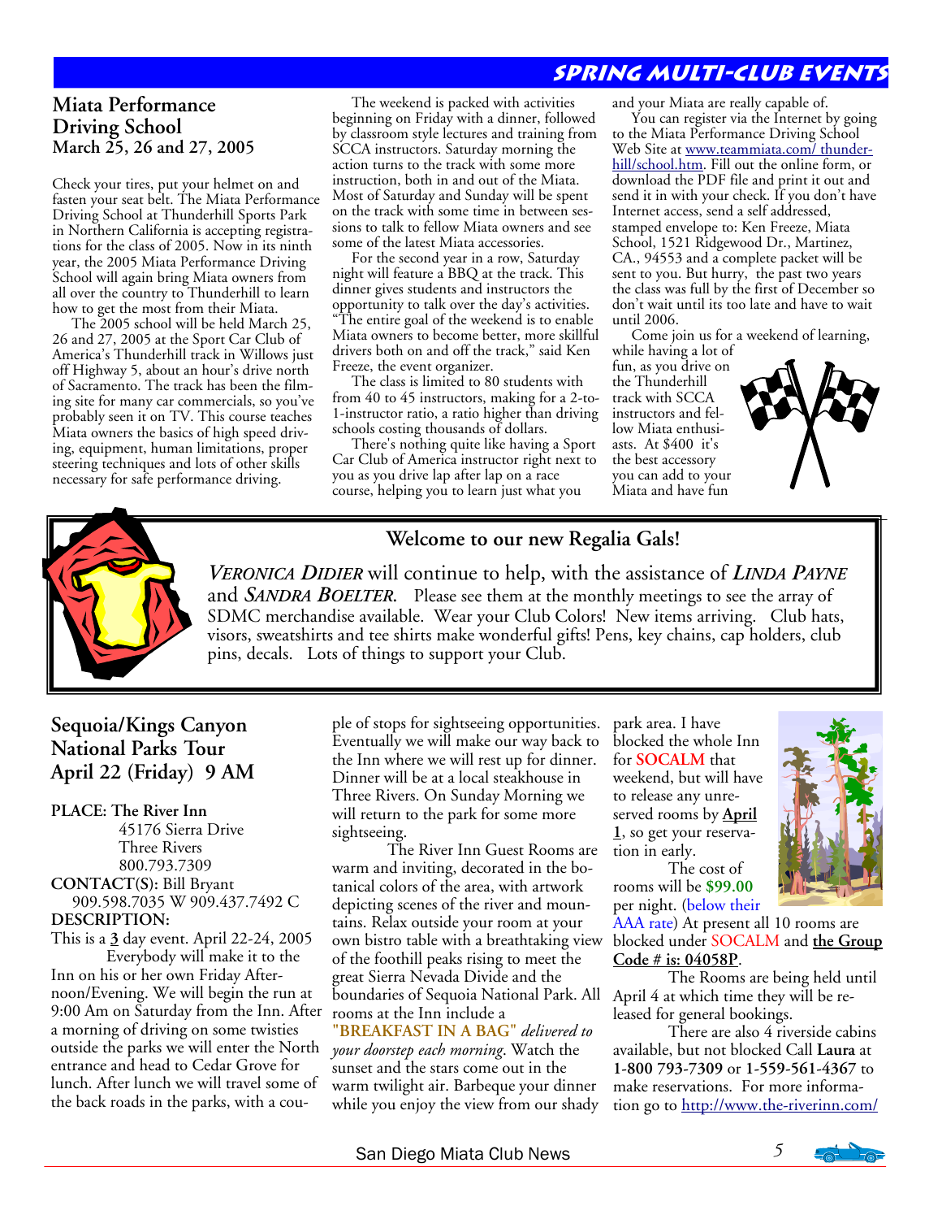## SPRING MULTI-CLUB EVENTS

### Miata Performance Driving School
**March 25, 26 and 27, 2005**

Check your tires, put your helmet on and fasten your seat belt. The Miata Performance Driving School at Thunderhill Sports Park in Northern California is accepting registrations for the class of 2005. Now in its ninth year, the 2005 Miata Performance Driving School will again bring Miata owners from all over the country to Thunderhill to learn how to get the most from their Miata.

The 2005 school will be held March 25, 26 and 27, 2005 at the Sport Car Club of America's Thunderhill track in Willows just off Highway 5, about an hour's drive north of Sacramento. The track has been the filming site for many car commercials, so you've probably seen it on TV. This course teaches Miata owners the basics of high speed driving, equipment, human limitations, proper steering techniques and lots of other skills necessary for safe performance driving.

The weekend is packed with activities beginning on Friday with a dinner, followed by classroom style lectures and training from SCCA instructors. Saturday morning the action turns to the track with some more instruction, both in and out of the Miata. Most of Saturday and Sunday will be spent on the track with some time in between sessions to talk to fellow Miata owners and see some of the latest Miata accessories.

For the second year in a row, Saturday night will feature a BBQ at the track. This dinner gives students and instructors the opportunity to talk over the day's activities. "The entire goal of the weekend is to enable Miata owners to become better, more skillful drivers both on and off the track," said Ken Freeze, the event organizer.

The class is limited to 80 students with from 40 to 45 instructors, making for a 2-to-1-instructor ratio, a ratio higher than driving schools costing thousands of dollars.

There's nothing quite like having a Sport Car Club of America instructor right next to you as you drive lap after lap on a race course, helping you to learn just what you and your Miata are really capable of.

You can register via the Internet by going to the Miata Performance Driving School Web Site at www.teammiata.com/ thunderhill/school.htm. Fill out the online form, or download the PDF file and print it out and send it in with your check. If you don't have Internet access, send a self addressed, stamped envelope to: Ken Freeze, Miata School, 1521 Ridgewood Dr., Martinez, CA., 94553 and a complete packet will be sent to you. But hurry, the past two years the class was full by the first of December so don't wait until its too late and have to wait until 2006.

Come join us for a weekend of learning, while having a lot of fun, as you drive on the Thunderhill track with SCCA instructors and fellow Miata enthusiasts. At $400 it's the best accessory you can add to your Miata and have fun

### Welcome to our new Regalia Gals!

***Veronica Didier*** will continue to help, with the assistance of ***Linda Payne*** and ***Sandra Boelter***. Please see them at the monthly meetings to see the array of SDMC merchandise available. Wear your Club Colors! New items arriving. Club hats, visors, sweatshirts and tee shirts make wonderful gifts! Pens, key chains, cap holders, club pins, decals. Lots of things to support your Club.

### Sequoia/Kings Canyon National Parks Tour
### April 22 (Friday) 9 AM

**PLACE: The River Inn**
45176 Sierra Drive
Three Rivers
800.793.7309

**CONTACT(S):** Bill Bryant
909.598.7035 W 909.437.7492 C

**DESCRIPTION:**

This is a **3** day event. April 22-24, 2005

Everybody will make it to the Inn on his or her own Friday Afternoon/Evening. We will begin the run at 9:00 Am on Saturday from the Inn. After a morning of driving on some twisties outside the parks we will enter the North entrance and head to Cedar Grove for lunch. After lunch we will travel some of the back roads in the parks, with a couple of stops for sightseeing opportunities. Eventually we will make our way back to the Inn where we will rest up for dinner. Dinner will be at a local steakhouse in Three Rivers. On Sunday Morning we will return to the park for some more sightseeing.

The River Inn Guest Rooms are warm and inviting, decorated in the botanical colors of the area, with artwork depicting scenes of the river and mountains. Relax outside your room at your own bistro table with a breathtaking view of the foothill peaks rising to meet the great Sierra Nevada Divide and the boundaries of Sequoia National Park. All rooms at the Inn include a **"BREAKFAST IN A BAG"** *delivered to your doorstep each morning*. Watch the sunset and the stars come out in the warm twilight air. Barbeque your dinner while you enjoy the view from our shady park area. I have blocked the whole Inn for **SOCALM** that weekend, but will have to release any unreserved rooms by **April 1**, so get your reservation in early.

The cost of rooms will be **$99.00** per night. (below their AAA rate) At present all 10 rooms are blocked under SOCALM and **the Group Code # is: 04058P**.

The Rooms are being held until April 4 at which time they will be released for general bookings.

There are also 4 riverside cabins available, but not blocked Call **Laura** at **1-800 793-7309** or **1-559-561-4367** to make reservations. For more information go to http://www.the-riverinn.com/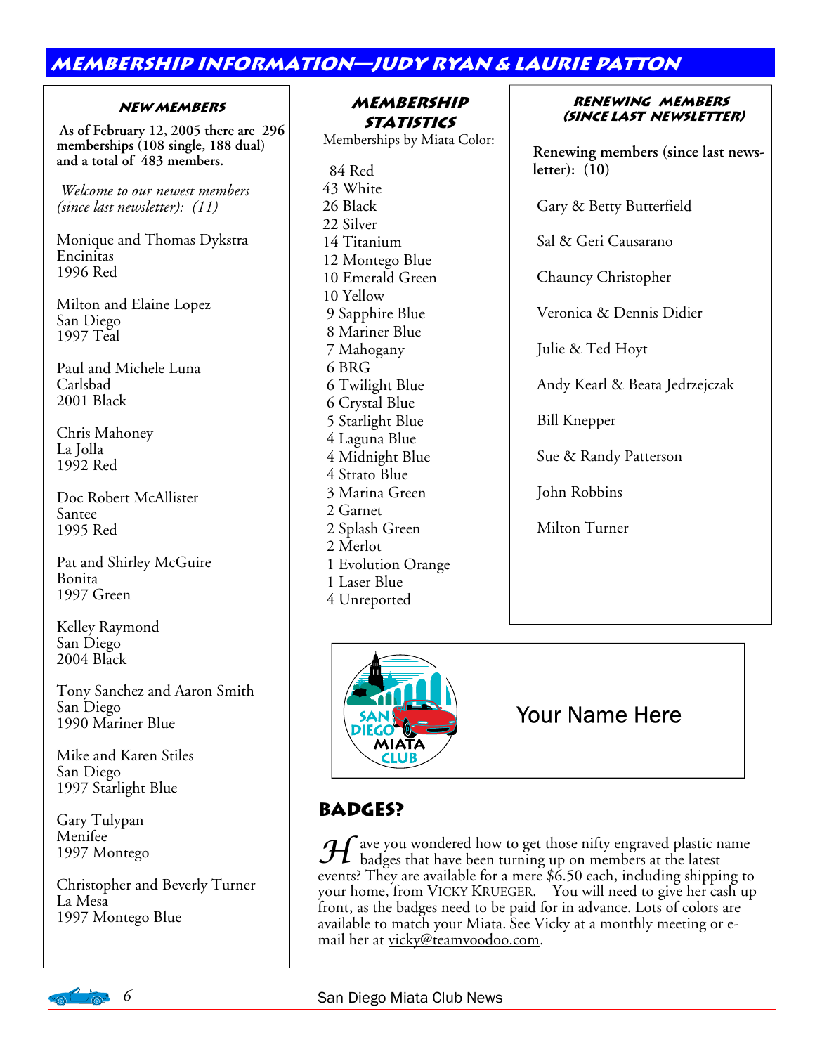# MEMBERSHIP INFORMATION—JUDY RYAN & LAURIE PATTON

### NEW MEMBERS

**As of February 12, 2005 there are 296 memberships (108 single, 188 dual) and a total of 483 members.**

*Welcome to our newest members (since last newsletter): (11)*

Monique and Thomas Dykstra
Encinitas
1996 Red

Milton and Elaine Lopez
San Diego
1997 Teal

Paul and Michele Luna
Carlsbad
2001 Black

Chris Mahoney
La Jolla
1992 Red

Doc Robert McAllister
Santee
1995 Red

Pat and Shirley McGuire
Bonita
1997 Green

Kelley Raymond
San Diego
2004 Black

Tony Sanchez and Aaron Smith
San Diego
1990 Mariner Blue

Mike and Karen Stiles
San Diego
1997 Starlight Blue

Gary Tulypan
Menifee
1997 Montego

Christopher and Beverly Turner
La Mesa
1997 Montego Blue

### MEMBERSHIP STATISTICS

Memberships by Miata Color:

84 Red
43 White
26 Black
22 Silver
14 Titanium
12 Montego Blue
10 Emerald Green
10 Yellow
9 Sapphire Blue
8 Mariner Blue
7 Mahogany
6 BRG
6 Twilight Blue
6 Crystal Blue
5 Starlight Blue
4 Laguna Blue
4 Midnight Blue
4 Strato Blue
3 Marina Green
2 Garnet
2 Splash Green
2 Merlot
1 Evolution Orange
1 Laser Blue
4 Unreported

### RENEWING MEMBERS (SINCE LAST NEWSLETTER)

**Renewing members (since last newsletter): (10)**

Gary & Betty Butterfield

Sal & Geri Causarano

Chauncy Christopher

Veronica & Dennis Didier

Julie & Ted Hoyt

Andy Kearl & Beata Jedrzejczak

Bill Knepper

Sue & Randy Patterson

John Robbins

Milton Turner

SAN DIEGO MIATA CLUB — Your Name Here

## BADGES?

Have you wondered how to get those nifty engraved plastic name badges that have been turning up on members at the latest events? They are available for a mere $6.50 each, including shipping to your home, from VICKY KRUEGER. You will need to give her cash up front, as the badges need to be paid for in advance. Lots of colors are available to match your Miata. See Vicky at a monthly meeting or e-mail her at vicky@teamvoodoo.com.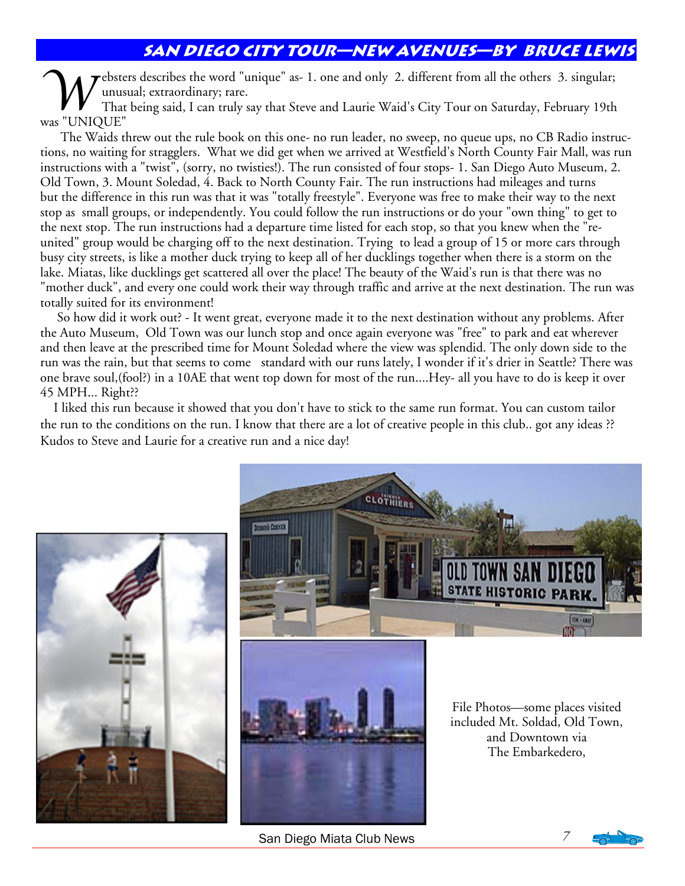## San Diego City Tour—New Avenues—By Bruce Lewis

Websters describes the word "unique" as- 1. one and only 2. different from all the others 3. singular; unusual; extraordinary; rare.

That being said, I can truly say that Steve and Laurie Waid's City Tour on Saturday, February 19th was "UNIQUE"

The Waids threw out the rule book on this one- no run leader, no sweep, no queue ups, no CB Radio instructions, no waiting for stragglers. What we did get when we arrived at Westfield's North County Fair Mall, was run instructions with a "twist", (sorry, no twisties!). The run consisted of four stops- 1. San Diego Auto Museum, 2. Old Town, 3. Mount Soledad, 4. Back to North County Fair. The run instructions had mileages and turns but the difference in this run was that it was "totally freestyle". Everyone was free to make their way to the next stop as small groups, or independently. You could follow the run instructions or do your "own thing" to get to the next stop. The run instructions had a departure time listed for each stop, so that you knew when the "re-united" group would be charging off to the next destination. Trying to lead a group of 15 or more cars through busy city streets, is like a mother duck trying to keep all of her ducklings together when there is a storm on the lake. Miatas, like ducklings get scattered all over the place! The beauty of the Waid's run is that there was no "mother duck", and every one could work their way through traffic and arrive at the next destination. The run was totally suited for its environment!

So how did it work out? - It went great, everyone made it to the next destination without any problems. After the Auto Museum, Old Town was our lunch stop and once again everyone was "free" to park and eat wherever and then leave at the prescribed time for Mount Soledad where the view was splendid. The only down side to the run was the rain, but that seems to come standard with our runs lately, I wonder if it's drier in Seattle? There was one brave soul,(fool?) in a 10AE that went top down for most of the run....Hey- all you have to do is keep it over 45 MPH... Right??

I liked this run because it showed that you don't have to stick to the same run format. You can custom tailor the run to the conditions on the run. I know that there are a lot of creative people in this club.. got any ideas ?? Kudos to Steve and Laurie for a creative run and a nice day!

File Photos—some places visited included Mt. Soldad, Old Town, and Downtown via The Embarkedero,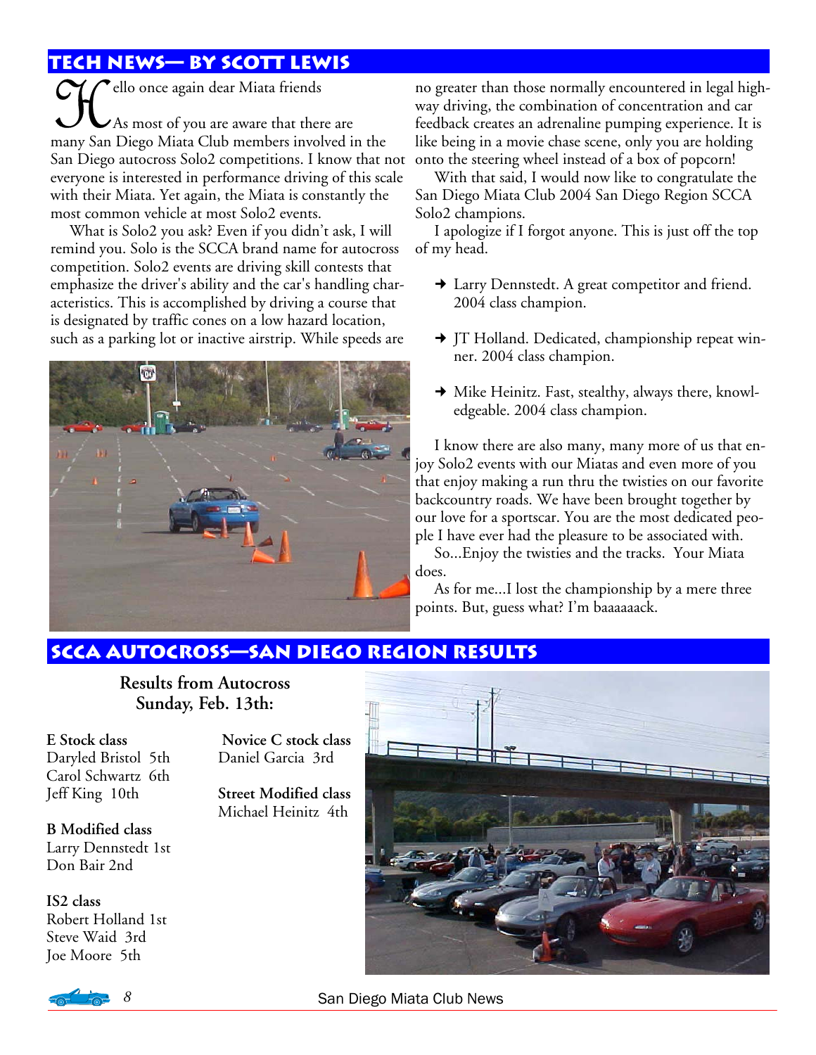## Tech News— by Scott Lewis

Hello once again dear Miata friends

As most of you are aware that there are many San Diego Miata Club members involved in the San Diego autocross Solo2 competitions. I know that not everyone is interested in performance driving of this scale with their Miata. Yet again, the Miata is constantly the most common vehicle at most Solo2 events.

What is Solo2 you ask? Even if you didn't ask, I will remind you. Solo is the SCCA brand name for autocross competition. Solo2 events are driving skill contests that emphasize the driver's ability and the car's handling characteristics. This is accomplished by driving a course that is designated by traffic cones on a low hazard location, such as a parking lot or inactive airstrip. While speeds are no greater than those normally encountered in legal highway driving, the combination of concentration and car feedback creates an adrenaline pumping experience. It is like being in a movie chase scene, only you are holding onto the steering wheel instead of a box of popcorn!

With that said, I would now like to congratulate the San Diego Miata Club 2004 San Diego Region SCCA Solo2 champions.

I apologize if I forgot anyone. This is just off the top of my head.

- Larry Dennstedt. A great competitor and friend. 2004 class champion.
- JT Holland. Dedicated, championship repeat winner. 2004 class champion.
- Mike Heinitz. Fast, stealthy, always there, knowledgeable. 2004 class champion.

I know there are also many, many more of us that enjoy Solo2 events with our Miatas and even more of you that enjoy making a run thru the twisties on our favorite backcountry roads. We have been brought together by our love for a sportscar. You are the most dedicated people I have ever had the pleasure to be associated with.

So...Enjoy the twisties and the tracks. Your Miata does.

As for me...I lost the championship by a mere three points. But, guess what? I'm baaaaaack.

## SCCA Autocross—San Diego Region Results

**Results from Autocross Sunday, Feb. 13th:**

**E Stock class**
Daryled Bristol 5th
Carol Schwartz 6th
Jeff King 10th

**B Modified class**
Larry Dennstedt 1st
Don Bair 2nd

**IS2 class**
Robert Holland 1st
Steve Waid 3rd
Joe Moore 5th

**Novice C stock class**
Daniel Garcia 3rd

**Street Modified class**
Michael Heinitz 4th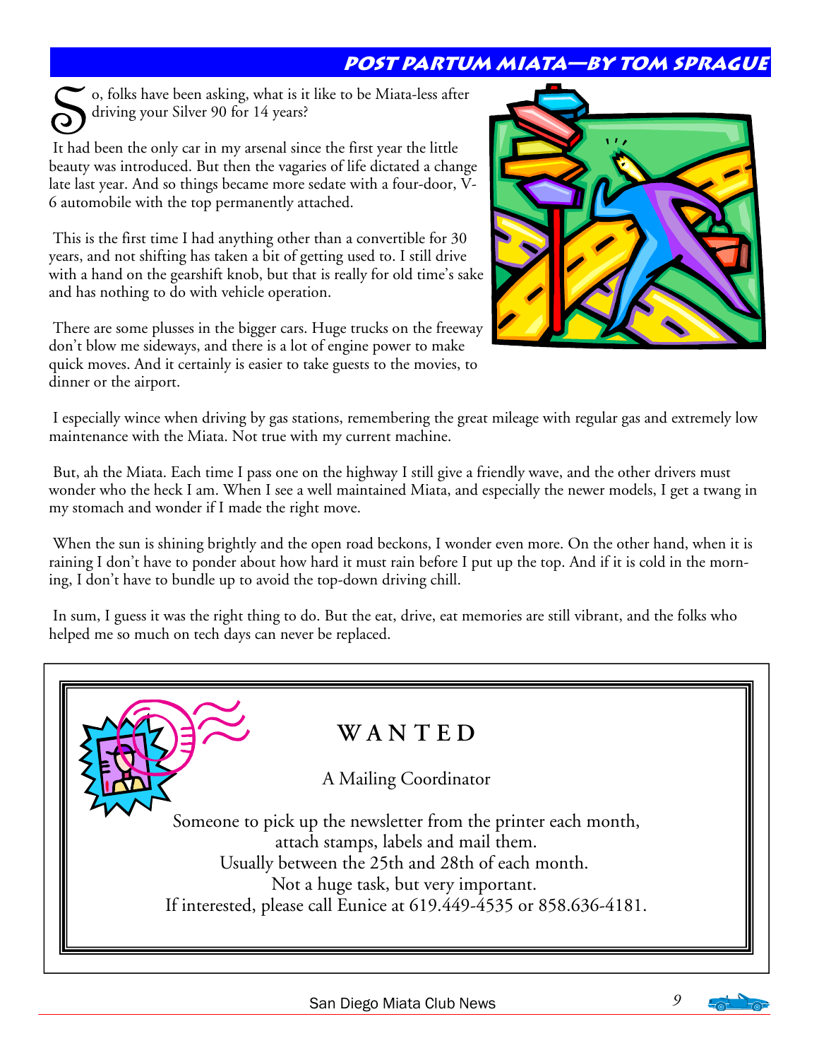## Post Partum Miata—by Tom Sprague

So, folks have been asking, what is it like to be Miata-less after driving your Silver 90 for 14 years?

It had been the only car in my arsenal since the first year the little beauty was introduced. But then the vagaries of life dictated a change late last year. And so things became more sedate with a four-door, V-6 automobile with the top permanently attached.

This is the first time I had anything other than a convertible for 30 years, and not shifting has taken a bit of getting used to. I still drive with a hand on the gearshift knob, but that is really for old time's sake and has nothing to do with vehicle operation.

There are some plusses in the bigger cars. Huge trucks on the freeway don't blow me sideways, and there is a lot of engine power to make quick moves. And it certainly is easier to take guests to the movies, to dinner or the airport.

I especially wince when driving by gas stations, remembering the great mileage with regular gas and extremely low maintenance with the Miata. Not true with my current machine.

But, ah the Miata. Each time I pass one on the highway I still give a friendly wave, and the other drivers must wonder who the heck I am. When I see a well maintained Miata, and especially the newer models, I get a twang in my stomach and wonder if I made the right move.

When the sun is shining brightly and the open road beckons, I wonder even more. On the other hand, when it is raining I don't have to ponder about how hard it must rain before I put up the top. And if it is cold in the morning, I don't have to bundle up to avoid the top-down driving chill.

In sum, I guess it was the right thing to do. But the eat, drive, eat memories are still vibrant, and the folks who helped me so much on tech days can never be replaced.

## WANTED

A Mailing Coordinator

Someone to pick up the newsletter from the printer each month, attach stamps, labels and mail them.
Usually between the 25th and 28th of each month.
Not a huge task, but very important.
If interested, please call Eunice at 619.449-4535 or 858.636-4181.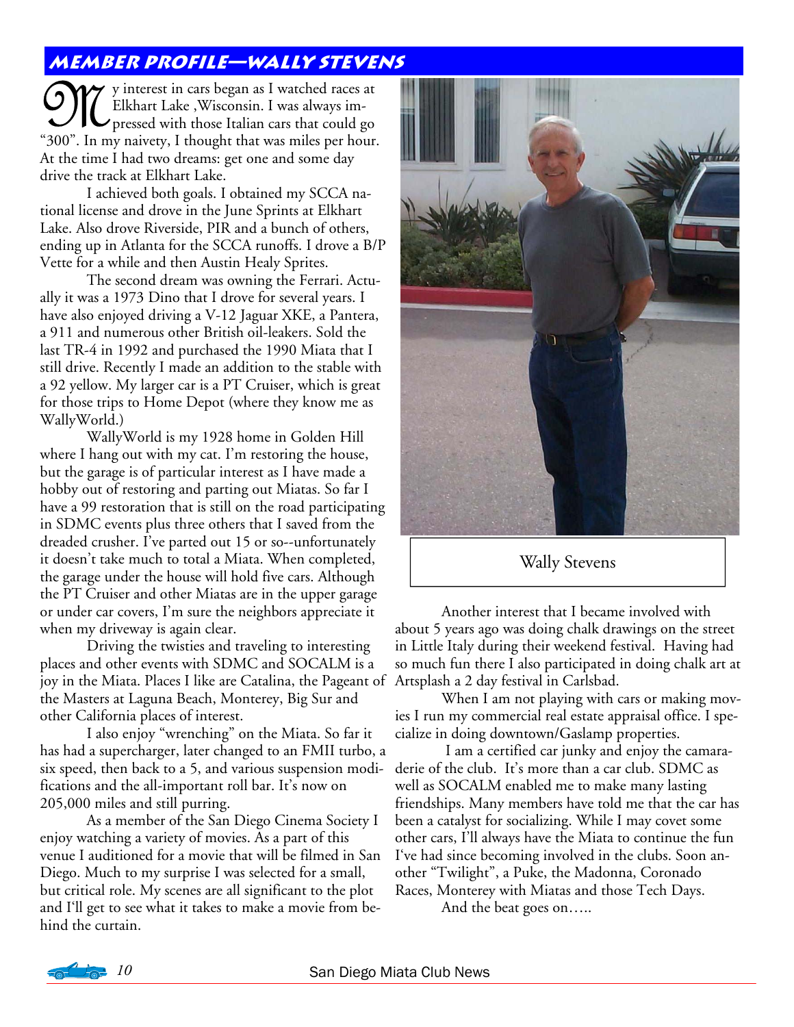## Member Profile—Wally Stevens

My interest in cars began as I watched races at Elkhart Lake ,Wisconsin. I was always impressed with those Italian cars that could go "300". In my naivety, I thought that was miles per hour. At the time I had two dreams: get one and some day drive the track at Elkhart Lake.

I achieved both goals. I obtained my SCCA national license and drove in the June Sprints at Elkhart Lake. Also drove Riverside, PIR and a bunch of others, ending up in Atlanta for the SCCA runoffs. I drove a B/P Vette for a while and then Austin Healy Sprites.

The second dream was owning the Ferrari. Actually it was a 1973 Dino that I drove for several years. I have also enjoyed driving a V-12 Jaguar XKE, a Pantera, a 911 and numerous other British oil-leakers. Sold the last TR-4 in 1992 and purchased the 1990 Miata that I still drive. Recently I made an addition to the stable with a 92 yellow. My larger car is a PT Cruiser, which is great for those trips to Home Depot (where they know me as WallyWorld.)

WallyWorld is my 1928 home in Golden Hill where I hang out with my cat. I'm restoring the house, but the garage is of particular interest as I have made a hobby out of restoring and parting out Miatas. So far I have a 99 restoration that is still on the road participating in SDMC events plus three others that I saved from the dreaded crusher. I've parted out 15 or so--unfortunately it doesn't take much to total a Miata. When completed, the garage under the house will hold five cars. Although the PT Cruiser and other Miatas are in the upper garage or under car covers, I'm sure the neighbors appreciate it when my driveway is again clear.

Driving the twisties and traveling to interesting places and other events with SDMC and SOCALM is a joy in the Miata. Places I like are Catalina, the Pageant of the Masters at Laguna Beach, Monterey, Big Sur and other California places of interest.

I also enjoy "wrenching" on the Miata. So far it has had a supercharger, later changed to an FMII turbo, a six speed, then back to a 5, and various suspension modifications and the all-important roll bar. It's now on 205,000 miles and still purring.

As a member of the San Diego Cinema Society I enjoy watching a variety of movies. As a part of this venue I auditioned for a movie that will be filmed in San Diego. Much to my surprise I was selected for a small, but critical role. My scenes are all significant to the plot and I'll get to see what it takes to make a movie from behind the curtain.

Wally Stevens

Another interest that I became involved with about 5 years ago was doing chalk drawings on the street in Little Italy during their weekend festival. Having had so much fun there I also participated in doing chalk art at Artsplash a 2 day festival in Carlsbad.

When I am not playing with cars or making movies I run my commercial real estate appraisal office. I specialize in doing downtown/Gaslamp properties.

I am a certified car junky and enjoy the camaraderie of the club. It's more than a car club. SDMC as well as SOCALM enabled me to make many lasting friendships. Many members have told me that the car has been a catalyst for socializing. While I may covet some other cars, I'll always have the Miata to continue the fun I've had since becoming involved in the clubs. Soon another "Twilight", a Puke, the Madonna, Coronado Races, Monterey with Miatas and those Tech Days.

And the beat goes on…..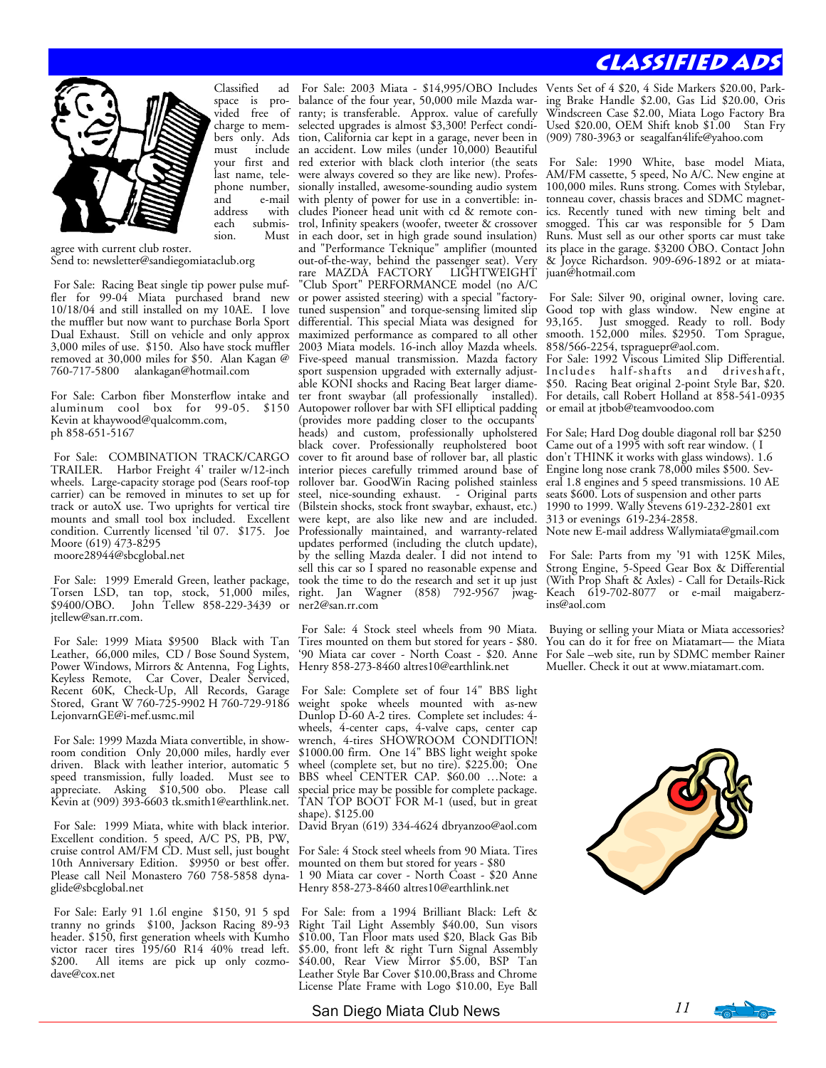# Classified Ads

Classified ad space is provided free of charge to members only. Ads must include your first and last name, telephone number, and e-mail address with each submission. Must agree with current club roster.
Send to: newsletter@sandiegomiataclub.org

For Sale: Racing Beat single tip power pulse muffler for 99-04 Miata purchased brand new 10/18/04 and still installed on my 10AE. I love the muffler but now want to purchase Borla Sport Dual Exhaust. Still on vehicle and only approx 3,000 miles of use. $150. Also have stock muffler removed at 30,000 miles for $50. Alan Kagan @ 760-717-5800 alankagan@hotmail.com

For Sale: Carbon fiber Monsterflow intake and aluminum cool box for 99-05. $150 Kevin at khaywood@qualcomm.com, ph 858-651-5167

For Sale: COMBINATION TRACK/CARGO TRAILER. Harbor Freight 4' trailer w/12-inch wheels. Large-capacity storage pod (Sears roof-top carrier) can be removed in minutes to set up for track or autoX use. Two uprights for vertical tire mounts and small tool box included. Excellent condition. Currently licensed 'til 07. $175. Joe Moore (619) 473-8295
moore28944@sbcglobal.net

For Sale: 1999 Emerald Green, leather package, Torsen LSD, tan top, stock, 51,000 miles, $9400/OBO. John Tellew 858-229-3439 or jtellew@san.rr.com.

For Sale: 1999 Miata $9500 Black with Tan Leather, 66,000 miles, CD / Bose Sound System, Power Windows, Mirrors & Antenna, Fog Lights, Keyless Remote, Car Cover, Dealer Serviced, Recent 60K, Check-Up, All Records, Garage Stored, Grant W 760-725-9902 H 760-729-9186 LejonvarnGE@i-mef.usmc.mil

For Sale: 1999 Mazda Miata convertible, in showroom condition Only 20,000 miles, hardly ever driven. Black with leather interior, automatic 5 speed transmission, fully loaded. Must see to appreciate. Asking $10,500 obo. Please call Kevin at (909) 393-6603 tk.smith1@earthlink.net.

For Sale: 1999 Miata, white with black interior. Excellent condition. 5 speed, A/C PS, PB, PW, cruise control AM/FM CD. Must sell, just bought 10th Anniversary Edition. $9950 or best offer. Please call Neil Monastero 760 758-5858 dynaglide@sbcglobal.net

For Sale: Early 91 1.6l engine $150, 91 5 spd tranny no grinds $100, Jackson Racing 89-93 header. $150, first generation wheels with Kumho victor racer tires 195/60 R14 40% tread left. $200. All items are pick up only cozmodave@cox.net

For Sale: 2003 Miata - $14,995/OBO Includes balance of the four year, 50,000 mile Mazda warranty; is transferable. Approx. value of carefully selected upgrades is almost $3,300! Perfect condition, California car kept in a garage, never been in an accident. Low miles (under 10,000) Beautiful red exterior with black cloth interior (the seats were always covered so they are like new). Professionally installed, awesome-sounding audio system with plenty of power for use in a convertible: includes Pioneer head unit with cd & remote control, Infinity speakers (woofer, tweeter & crossover in each door, set in high grade sound insulation) and "Performance Teknique" amplifier (mounted out-of-the-way, behind the passenger seat). Very rare MAZDA FACTORY LIGHTWEIGHT "Club Sport" PERFORMANCE model (no A/C or power assisted steering) with a special "factory-tuned suspension" and torque-sensing limited slip differential. This special Miata was designed for maximized performance as compared to all other 2003 Miata models. 16-inch alloy Mazda wheels. Five-speed manual transmission. Mazda factory sport suspension upgraded with externally adjustable KONI shocks and Racing Beat larger diameter front swaybar (all professionally installed). Autopower rollover bar with SFI elliptical padding (provides more padding closer to the occupants' heads) and custom, professionally upholstered black cover. Professionally reupholstered boot cover to fit around base of rollover bar, all plastic interior pieces carefully trimmed around base of rollover bar. GoodWin Racing polished stainless steel, nice-sounding exhaust. - Original parts (Bilstein shocks, stock front swaybar, exhaust, etc.) were kept, are also like new and are included. Professionally maintained, and warranty-related updates performed (including the clutch update), by the selling Mazda dealer. I did not intend to sell this car so I spared no reasonable expense and took the time to do the research and set it up just right. Jan Wagner (858) 792-9567 jwagner2@san.rr.com

For Sale: 4 Stock steel wheels from 90 Miata. Tires mounted on them but stored for years - $80. '90 Miata car cover - North Coast - $20. Anne Henry 858-273-8460 altres10@earthlink.net

For Sale: Complete set of four 14" BBS light weight spoke wheels mounted with as-new Dunlop D-60 A-2 tires. Complete set includes: 4-wheels, 4-center caps, 4-valve caps, center cap wrench, 4-tires SHOWROOM CONDITION! $1000.00 firm. One 14" BBS light weight spoke wheel (complete set, but no tire). $225.00; One BBS wheel CENTER CAP. $60.00 …Note: a special price may be possible for complete package. TAN TOP BOOT FOR M-1 (used, but in great shape). $125.00
David Bryan (619) 334-4624 dbryanzoo@aol.com

For Sale: 4 Stock steel wheels from 90 Miata. Tires mounted on them but stored for years - $80
1 90 Miata car cover - North Coast - $20 Anne Henry 858-273-8460 altres10@earthlink.net

For Sale: from a 1994 Brilliant Black: Left & Right Tail Light Assembly $40.00, Sun visors $10.00, Tan Floor mats used $20, Black Gas Bib $5.00, front left & right Turn Signal Assembly $40.00, Rear View Mirror $5.00, BSP Tan Leather Style Bar Cover $10.00,Brass and Chrome License Plate Frame with Logo $10.00, Eye Ball Vents Set of 4 $20, 4 Side Markers $20.00, Parking Brake Handle $2.00, Gas Lid $20.00, Oris Windscreen Case $2.00, Miata Logo Factory Bra Used $20.00, OEM Shift knob $1.00 Stan Fry (909) 780-3963 or seagalfan4life@yahoo.com

For Sale: 1990 White, base model Miata, AM/FM cassette, 5 speed, No A/C. New engine at 100,000 miles. Runs strong. Comes with Stylebar, tonneau cover, chassis braces and SDMC magnetics. Recently tuned with new timing belt and smogged. This car was responsible for 5 Dam Runs. Must sell as our other sports car must take its place in the garage. $3200 OBO. Contact John & Joyce Richardson. 909-696-1892 or at miatajuan@hotmail.com

For Sale: Silver 90, original owner, loving care. Good top with glass window. New engine at 93,165. Just smogged. Ready to roll. Body smooth. 152,000 miles. $2950. Tom Sprague, 858/566-2254, tspraguepr@aol.com.

For Sale: 1992 Viscous Limited Slip Differential. Includes half-shafts and driveshaft, $50. Racing Beat original 2-point Style Bar, $20. For details, call Robert Holland at 858-541-0935 or email at jtbob@teamvoodoo.com

For Sale; Hard Dog double diagonal roll bar $250 Came out of a 1995 with soft rear window. ( I don't THINK it works with glass windows). 1.6 Engine long nose crank 78,000 miles $500. Several 1.8 engines and 5 speed transmissions. 10 AE seats $600. Lots of suspension and other parts 1990 to 1999. Wally Stevens 619-232-2801 ext 313 or evenings 619-234-2858.
Note new E-mail address Wallymiata@gmail.com

For Sale: Parts from my '91 with 125K Miles, Strong Engine, 5-Speed Gear Box & Differential (With Prop Shaft & Axles) - Call for Details-Rick Keach 619-702-8077 or e-mail maigaberzins@aol.com

Buying or selling your Miata or Miata accessories? You can do it for free on Miatamart— the Miata For Sale –web site, run by SDMC member Rainer Mueller. Check it out at www.miatamart.com.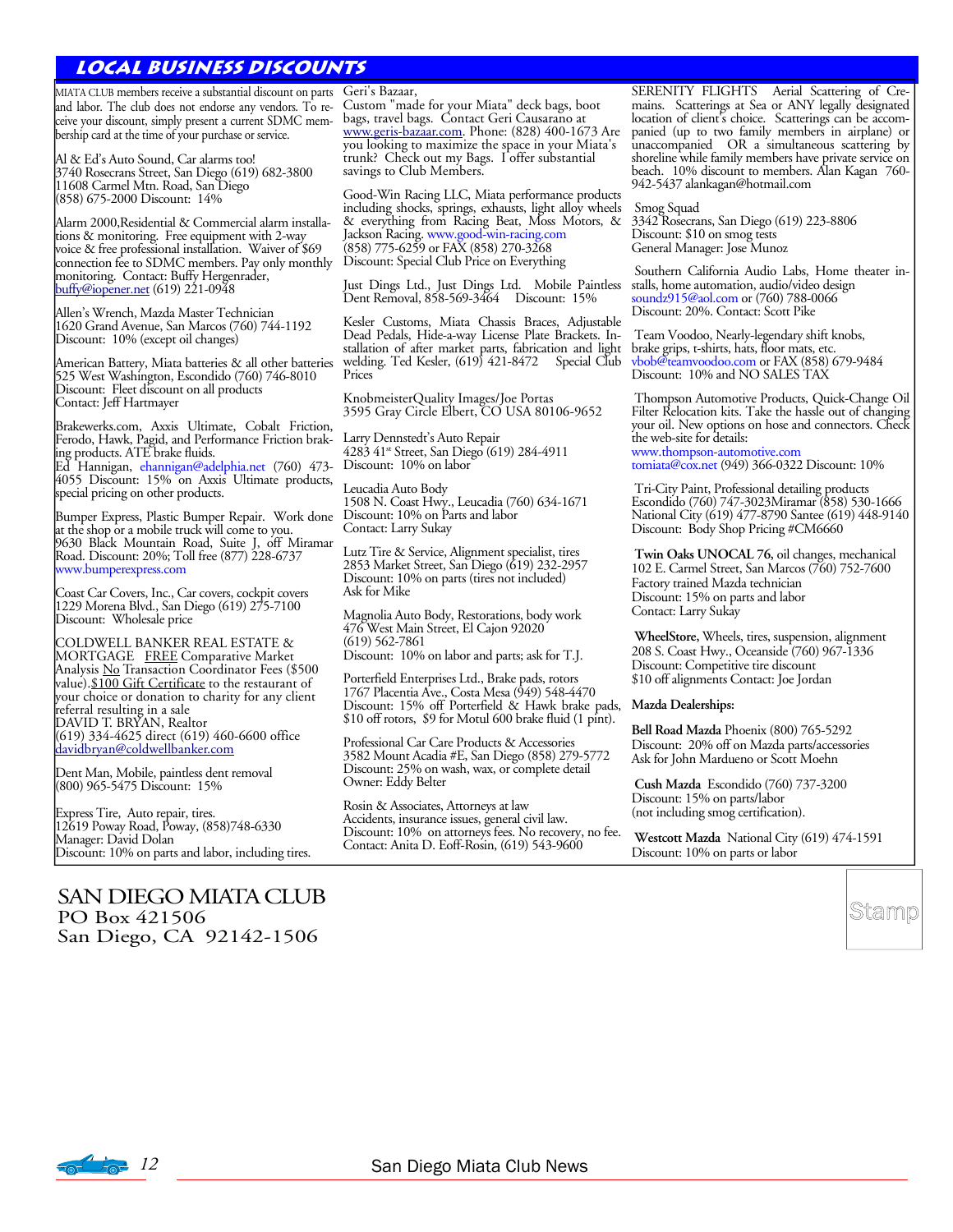## Local Business Discounts

MIATA CLUB members receive a substantial discount on parts and labor. The club does not endorse any vendors. To receive your discount, simply present a current SDMC membership card at the time of your purchase or service.

Al & Ed's Auto Sound, Car alarms too!
3740 Rosecrans Street, San Diego (619) 682-3800
11608 Carmel Mtn. Road, San Diego
(858) 675-2000 Discount: 14%

Alarm 2000,Residential & Commercial alarm installations & monitoring. Free equipment with 2-way voice & free professional installation. Waiver of $69 connection fee to SDMC members. Pay only monthly monitoring. Contact: Buffy Hergenrader, buffy@iopener.net (619) 221-0948

Allen's Wrench, Mazda Master Technician
1620 Grand Avenue, San Marcos (760) 744-1192
Discount: 10% (except oil changes)

American Battery, Miata batteries & all other batteries
525 West Washington, Escondido (760) 746-8010
Discount: Fleet discount on all products
Contact: Jeff Hartmayer

Brakewerks.com, Axxis Ultimate, Cobalt Friction, Ferodo, Hawk, Pagid, and Performance Friction braking products. ATE brake fluids.
Ed Hannigan, ehannigan@adelphia.net (760) 473-4055 Discount: 15% on Axxis Ultimate products, special pricing on other products.

Bumper Express, Plastic Bumper Repair. Work done at the shop or a mobile truck will come to you.
9630 Black Mountain Road, Suite J, off Miramar Road. Discount: 20%; Toll free (877) 228-6737
www.bumperexpress.com

Coast Car Covers, Inc., Car covers, cockpit covers
1229 Morena Blvd., San Diego (619) 275-7100
Discount: Wholesale price

COLDWELL BANKER REAL ESTATE & MORTGAGE FREE Comparative Market Analysis No Transaction Coordinator Fees ($500 value).$100 Gift Certificate to the restaurant of your choice or donation to charity for any client referral resulting in a sale
DAVID T. BRYAN, Realtor
(619) 334-4625 direct (619) 460-6600 office
davidbryan@coldwellbanker.com

Dent Man, Mobile, paintless dent removal
(800) 965-5475 Discount: 15%

Express Tire, Auto repair, tires.
12619 Poway Road, Poway, (858)748-6330
Manager: David Dolan
Discount: 10% on parts and labor, including tires.

Geri's Bazaar,
Custom "made for your Miata" deck bags, boot bags, travel bags. Contact Geri Causarano at www.geris-bazaar.com. Phone: (828) 400-1673 Are you looking to maximize the space in your Miata's trunk? Check out my Bags. I offer substantial savings to Club Members.

Good-Win Racing LLC, Miata performance products including shocks, springs, exhausts, light alloy wheels & everything from Racing Beat, Moss Motors, & Jackson Racing. www.good-win-racing.com
(858) 775-6259 or FAX (858) 270-3268
Discount: Special Club Price on Everything

Just Dings Ltd., Just Dings Ltd. Mobile Paintless Dent Removal, 858-569-3464 Discount: 15%

Kesler Customs, Miata Chassis Braces, Adjustable Dead Pedals, Hide-a-way License Plate Brackets. Installation of after market parts, fabrication and light welding. Ted Kesler, (619) 421-8472 Special Club Prices

KnobmeisterQuality Images/Joe Portas
3595 Gray Circle Elbert, CO USA 80106-9652

Larry Dennstedt's Auto Repair
4283 41st Street, San Diego (619) 284-4911
Discount: 10% on labor

Leucadia Auto Body
1508 N. Coast Hwy., Leucadia (760) 634-1671
Discount: 10% on Parts and labor
Contact: Larry Sukay

Lutz Tire & Service, Alignment specialist, tires
2853 Market Street, San Diego (619) 232-2957
Discount: 10% on parts (tires not included)
Ask for Mike

Magnolia Auto Body, Restorations, body work
476 West Main Street, El Cajon 92020
(619) 562-7861
Discount: 10% on labor and parts; ask for T.J.

Porterfield Enterprises Ltd., Brake pads, rotors
1767 Placentia Ave., Costa Mesa (949) 548-4470
Discount: 15% off Porterfield & Hawk brake pads, $10 off rotors, $9 for Motul 600 brake fluid (1 pint).

Professional Car Care Products & Accessories
3582 Mount Acadia #E, San Diego (858) 279-5772
Discount: 25% on wash, wax, or complete detail
Owner: Eddy Belter

Rosin & Associates, Attorneys at law
Accidents, insurance issues, general civil law.
Discount: 10% on attorneys fees. No recovery, no fee.
Contact: Anita D. Eoff-Rosin, (619) 543-9600

SERENITY FLIGHTS Aerial Scattering of Cremains. Scatterings at Sea or ANY legally designated location of client's choice. Scatterings can be accompanied (up to two family members in airplane) or unaccompanied OR a simultaneous scattering by shoreline while family members have private service on beach. 10% discount to members. Alan Kagan 760-942-5437 alankagan@hotmail.com

Smog Squad
3342 Rosecrans, San Diego (619) 223-8806
Discount: $10 on smog tests
General Manager: Jose Munoz

Southern California Audio Labs, Home theater installs, home automation, audio/video design
soundz915@aol.com or (760) 788-0066
Discount: 20%. Contact: Scott Pike

Team Voodoo, Nearly-legendary shift knobs, brake grips, t-shirts, hats, floor mats, etc.
vbob@teamvoodoo.com or FAX (858) 679-9484
Discount: 10% and NO SALES TAX

Thompson Automotive Products, Quick-Change Oil Filter Relocation kits. Take the hassle out of changing your oil. New options on hose and connectors. Check the web-site for details:
www.thompson-automotive.com
tomiata@cox.net (949) 366-0322 Discount: 10%

Tri-City Paint, Professional detailing products
Escondido (760) 747-3023Miramar (858) 530-1666
National City (619) 477-8790 Santee (619) 448-9140
Discount: Body Shop Pricing #CM6660

**Twin Oaks UNOCAL 76,** oil changes, mechanical
102 E. Carmel Street, San Marcos (760) 752-7600
Factory trained Mazda technician
Discount: 15% on parts and labor
Contact: Larry Sukay

**WheelStore,** Wheels, tires, suspension, alignment
208 S. Coast Hwy., Oceanside (760) 967-1336
Discount: Competitive tire discount
$10 off alignments Contact: Joe Jordan

**Mazda Dealerships:**

**Bell Road Mazda** Phoenix (800) 765-5292
Discount: 20% off on Mazda parts/accessories
Ask for John Mardueno or Scott Moehn

**Cush Mazda** Escondido (760) 737-3200
Discount: 15% on parts/labor
(not including smog certification).

**Westcott Mazda** National City (619) 474-1591
Discount: 10% on parts or labor

SAN DIEGO MIATA CLUB
PO Box 421506
San Diego, CA 92142-1506

Stamp